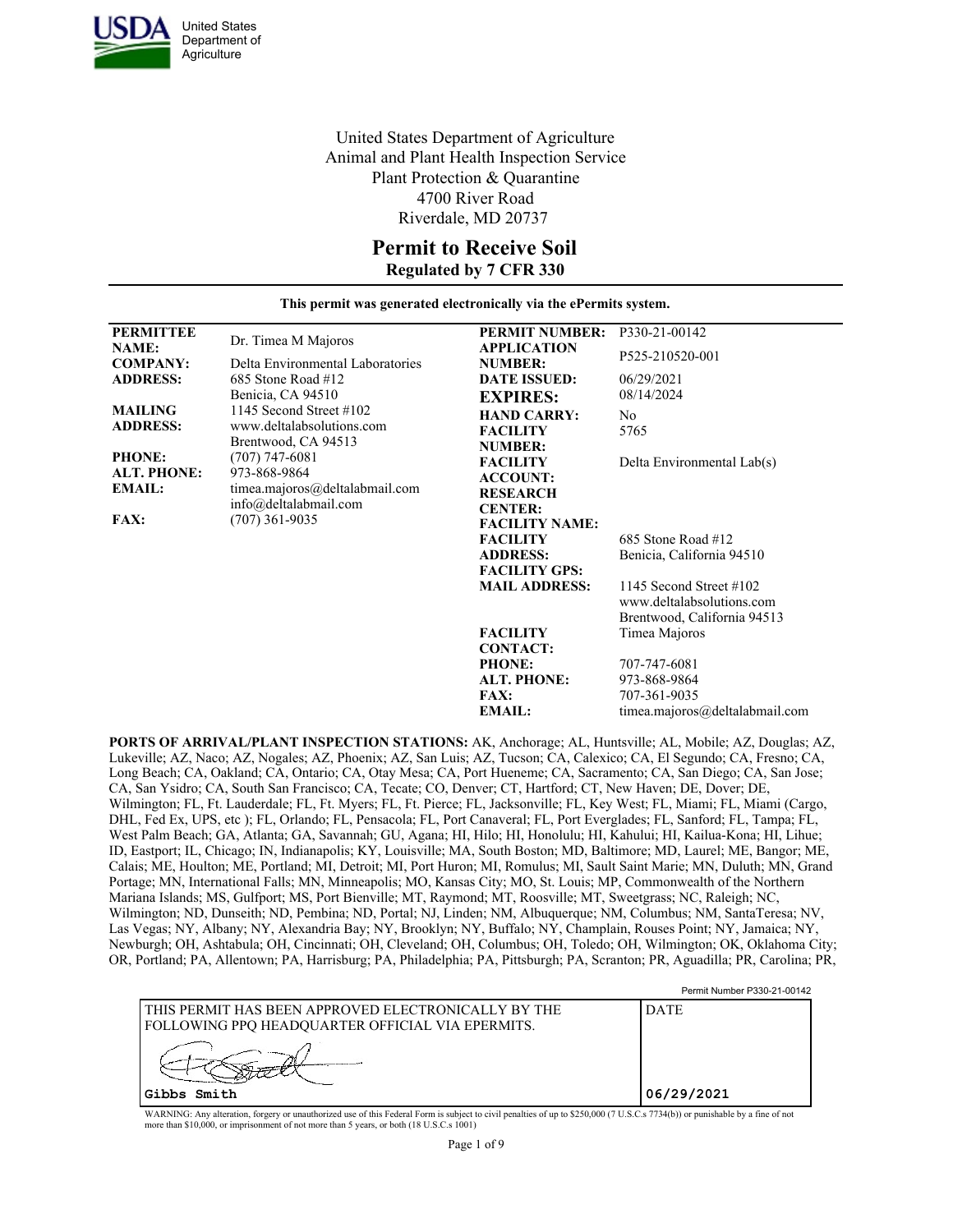United States Department of Agriculture

United States Department of Agriculture
Animal and Plant Health Inspection Service
Plant Protection & Quarantine
4700 River Road
Riverdale, MD 20737

# Permit to Receive Soil

## Regulated by 7 CFR 330

**This permit was generated electronically via the ePermits system.**

| | | | |
|---|---|---|---|
| **PERMITTEE NAME:** | Dr. Timea M Majoros | **PERMIT NUMBER:** | P330-21-00142 |
| **COMPANY:** | Delta Environmental Laboratories | **APPLICATION NUMBER:** | P525-210520-001 |
| **ADDRESS:** | 685 Stone Road #12<br>Benicia, CA 94510 | **DATE ISSUED:** | 06/29/2021 |
| **MAILING ADDRESS:** | 1145 Second Street #102<br>www.deltalabsolutions.com<br>Brentwood, CA 94513 | **EXPIRES:** | 08/14/2024 |
| **PHONE:** | (707) 747-6081 | **HAND CARRY:** | No |
| **ALT. PHONE:** | 973-868-9864 | **FACILITY NUMBER:** | 5765 |
| **EMAIL:** | timea.majoros@deltalabmail.com<br>info@deltalabmail.com | **FACILITY ACCOUNT:** | Delta Environmental Lab(s) |
| **FAX:** | (707) 361-9035 | **RESEARCH CENTER:** | |
| | | **FACILITY NAME:** | |
| | | **FACILITY ADDRESS:** | 685 Stone Road #12<br>Benicia, California 94510 |
| | | **FACILITY GPS:** | |
| | | **MAIL ADDRESS:** | 1145 Second Street #102<br>www.deltalabsolutions.com<br>Brentwood, California 94513 |
| | | **FACILITY CONTACT:** | Timea Majoros |
| | | **PHONE:** | 707-747-6081 |
| | | **ALT. PHONE:** | 973-868-9864 |
| | | **FAX:** | 707-361-9035 |
| | | **EMAIL:** | timea.majoros@deltalabmail.com |

**PORTS OF ARRIVAL/PLANT INSPECTION STATIONS:** AK, Anchorage; AL, Huntsville; AL, Mobile; AZ, Douglas; AZ, Lukeville; AZ, Naco; AZ, Nogales; AZ, Phoenix; AZ, San Luis; AZ, Tucson; CA, Calexico; CA, El Segundo; CA, Fresno; CA, Long Beach; CA, Oakland; CA, Ontario; CA, Otay Mesa; CA, Port Hueneme; CA, Sacramento; CA, San Diego; CA, San Jose; CA, San Ysidro; CA, South San Francisco; CA, Tecate; CO, Denver; CT, Hartford; CT, New Haven; DE, Dover; DE, Wilmington; FL, Ft. Lauderdale; FL, Ft. Myers; FL, Ft. Pierce; FL, Jacksonville; FL, Key West; FL, Miami; FL, Miami (Cargo, DHL, Fed Ex, UPS, etc ); FL, Orlando; FL, Pensacola; FL, Port Canaveral; FL, Port Everglades; FL, Sanford; FL, Tampa; FL, West Palm Beach; GA, Atlanta; GA, Savannah; GU, Agana; HI, Hilo; HI, Honolulu; HI, Kahului; HI, Kailua-Kona; HI, Lihue; ID, Eastport; IL, Chicago; IN, Indianapolis; KY, Louisville; MA, South Boston; MD, Baltimore; MD, Laurel; ME, Bangor; ME, Calais; ME, Houlton; ME, Portland; MI, Detroit; MI, Port Huron; MI, Romulus; MI, Sault Saint Marie; MN, Duluth; MN, Grand Portage; MN, International Falls; MN, Minneapolis; MO, Kansas City; MO, St. Louis; MP, Commonwealth of the Northern Mariana Islands; MS, Gulfport; MS, Port Bienville; MT, Raymond; MT, Roosville; MT, Sweetgrass; NC, Raleigh; NC, Wilmington; ND, Dunseith; ND, Pembina; ND, Portal; NJ, Linden; NM, Albuquerque; NM, Columbus; NM, SantaTeresa; NV, Las Vegas; NY, Albany; NY, Alexandria Bay; NY, Brooklyn; NY, Buffalo; NY, Champlain, Rouses Point; NY, Jamaica; NY, Newburgh; OH, Ashtabula; OH, Cincinnati; OH, Cleveland; OH, Columbus; OH, Toledo; OH, Wilmington; OK, Oklahoma City; OR, Portland; PA, Allentown; PA, Harrisburg; PA, Philadelphia; PA, Pittsburgh; PA, Scranton; PR, Aguadilla; PR, Carolina; PR,

| THIS PERMIT HAS BEEN APPROVED ELECTRONICALLY BY THE FOLLOWING PPQ HEADQUARTER OFFICIAL VIA EPERMITS. | DATE |
|---|---|
| Gibbs Smith | 06/29/2021 |

WARNING: Any alteration, forgery or unauthorized use of this Federal Form is subject to civil penalties of up to $250,000 (7 U.S.C.s 7734(b)) or punishable by a fine of not more than $10,000, or imprisonment of not more than 5 years, or both (18 U.S.C.s 1001)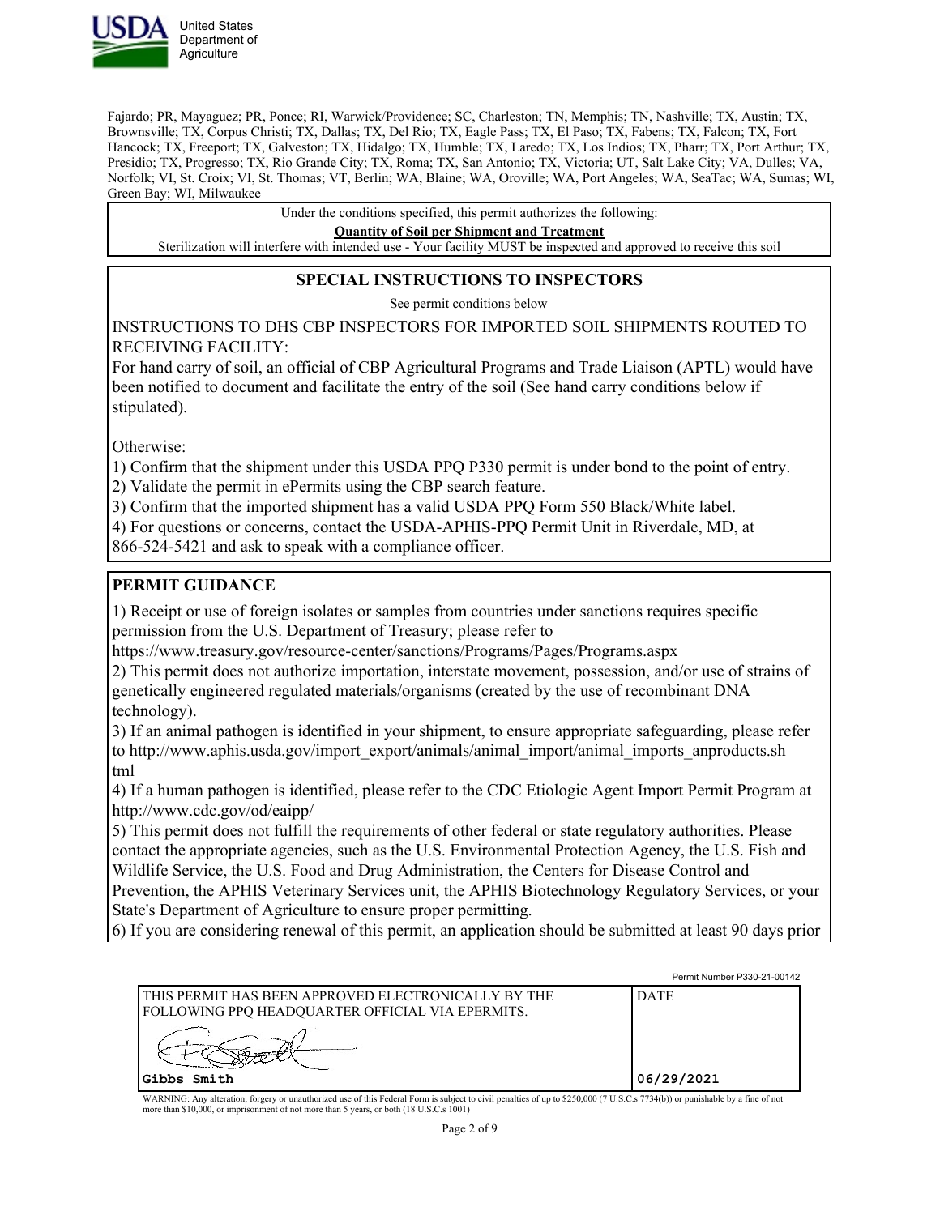Fajardo; PR, Mayaguez; PR, Ponce; RI, Warwick/Providence; SC, Charleston; TN, Memphis; TN, Nashville; TX, Austin; TX, Brownsville; TX, Corpus Christi; TX, Dallas; TX, Del Rio; TX, Eagle Pass; TX, El Paso; TX, Fabens; TX, Falcon; TX, Fort Hancock; TX, Freeport; TX, Galveston; TX, Hidalgo; TX, Humble; TX, Laredo; TX, Los Indios; TX, Pharr; TX, Port Arthur; TX, Presidio; TX, Progresso; TX, Rio Grande City; TX, Roma; TX, San Antonio; TX, Victoria; UT, Salt Lake City; VA, Dulles; VA, Norfolk; VI, St. Croix; VI, St. Thomas; VT, Berlin; WA, Blaine; WA, Oroville; WA, Port Angeles; WA, SeaTac; WA, Sumas; WI, Green Bay; WI, Milwaukee

Under the conditions specified, this permit authorizes the following:

**Quantity of Soil per Shipment and Treatment**

Sterilization will interfere with intended use - Your facility MUST be inspected and approved to receive this soil

## SPECIAL INSTRUCTIONS TO INSPECTORS

See permit conditions below

INSTRUCTIONS TO DHS CBP INSPECTORS FOR IMPORTED SOIL SHIPMENTS ROUTED TO RECEIVING FACILITY:

For hand carry of soil, an official of CBP Agricultural Programs and Trade Liaison (APTL) would have been notified to document and facilitate the entry of the soil (See hand carry conditions below if stipulated).

Otherwise:

1) Confirm that the shipment under this USDA PPQ P330 permit is under bond to the point of entry.
2) Validate the permit in ePermits using the CBP search feature.
3) Confirm that the imported shipment has a valid USDA PPQ Form 550 Black/White label.
4) For questions or concerns, contact the USDA-APHIS-PPQ Permit Unit in Riverdale, MD, at 866-524-5421 and ask to speak with a compliance officer.

## PERMIT GUIDANCE

1) Receipt or use of foreign isolates or samples from countries under sanctions requires specific permission from the U.S. Department of Treasury; please refer to https://www.treasury.gov/resource-center/sanctions/Programs/Pages/Programs.aspx
2) This permit does not authorize importation, interstate movement, possession, and/or use of strains of genetically engineered regulated materials/organisms (created by the use of recombinant DNA technology).
3) If an animal pathogen is identified in your shipment, to ensure appropriate safeguarding, please refer to http://www.aphis.usda.gov/import_export/animals/animal_import/animal_imports_anproducts.shtml
4) If a human pathogen is identified, please refer to the CDC Etiologic Agent Import Permit Program at http://www.cdc.gov/od/eaipp/
5) This permit does not fulfill the requirements of other federal or state regulatory authorities. Please contact the appropriate agencies, such as the U.S. Environmental Protection Agency, the U.S. Fish and Wildlife Service, the U.S. Food and Drug Administration, the Centers for Disease Control and Prevention, the APHIS Veterinary Services unit, the APHIS Biotechnology Regulatory Services, or your State's Department of Agriculture to ensure proper permitting.
6) If you are considering renewal of this permit, an application should be submitted at least 90 days prior

Permit Number P330-21-00142

| THIS PERMIT HAS BEEN APPROVED ELECTRONICALLY BY THE FOLLOWING PPQ HEADQUARTER OFFICIAL VIA EPERMITS. | DATE |
| --- | --- |
| Gibbs Smith | 06/29/2021 |

WARNING: Any alteration, forgery or unauthorized use of this Federal Form is subject to civil penalties of up to $250,000 (7 U.S.C.s 7734(b)) or punishable by a fine of not more than $10,000, or imprisonment of not more than 5 years, or both (18 U.S.C.s 1001)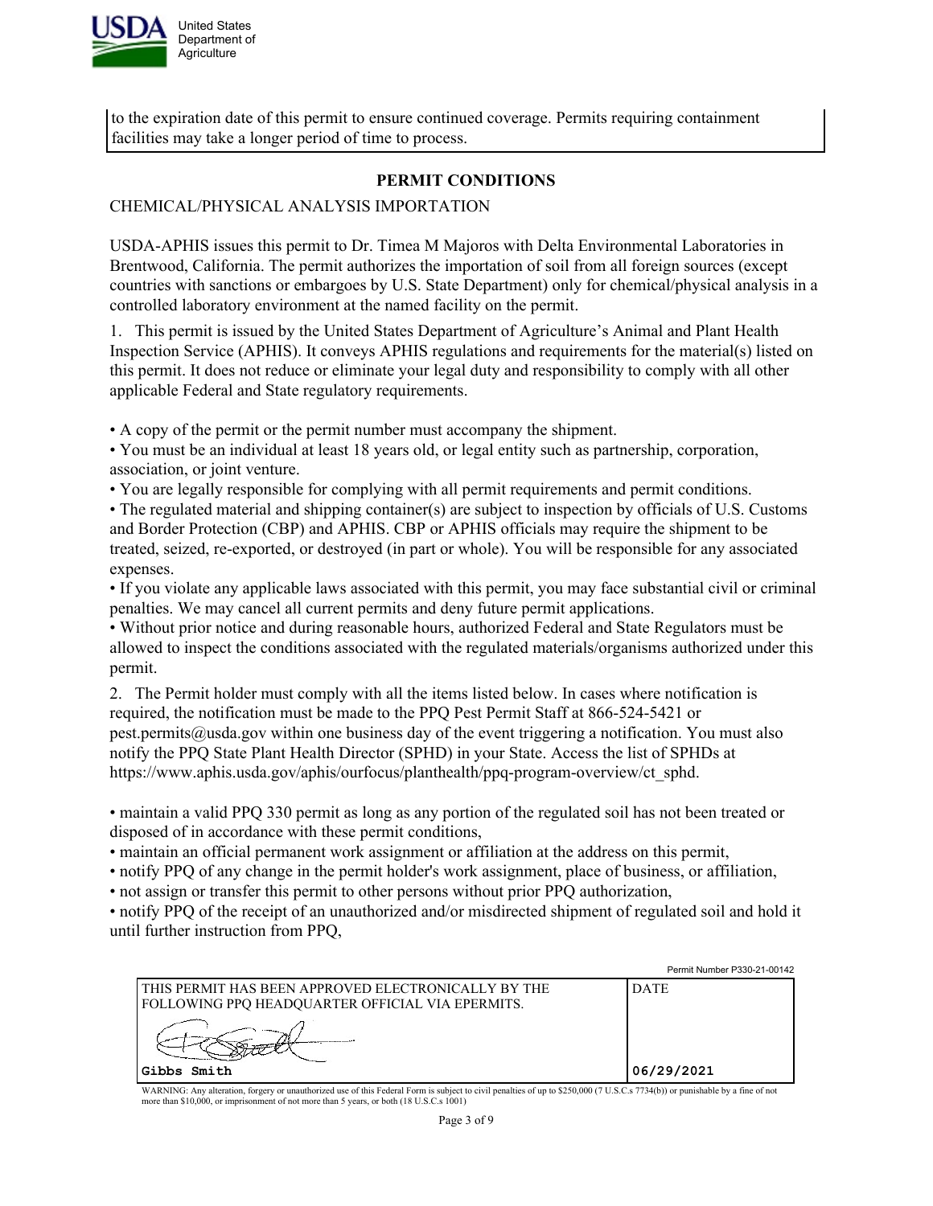to the expiration date of this permit to ensure continued coverage. Permits requiring containment facilities may take a longer period of time to process.

## PERMIT CONDITIONS

CHEMICAL/PHYSICAL ANALYSIS IMPORTATION

USDA-APHIS issues this permit to Dr. Timea M Majoros with Delta Environmental Laboratories in Brentwood, California. The permit authorizes the importation of soil from all foreign sources (except countries with sanctions or embargoes by U.S. State Department) only for chemical/physical analysis in a controlled laboratory environment at the named facility on the permit.

1. This permit is issued by the United States Department of Agriculture's Animal and Plant Health Inspection Service (APHIS). It conveys APHIS regulations and requirements for the material(s) listed on this permit. It does not reduce or eliminate your legal duty and responsibility to comply with all other applicable Federal and State regulatory requirements.

- A copy of the permit or the permit number must accompany the shipment.
- You must be an individual at least 18 years old, or legal entity such as partnership, corporation, association, or joint venture.
- You are legally responsible for complying with all permit requirements and permit conditions.
- The regulated material and shipping container(s) are subject to inspection by officials of U.S. Customs and Border Protection (CBP) and APHIS. CBP or APHIS officials may require the shipment to be treated, seized, re-exported, or destroyed (in part or whole). You will be responsible for any associated expenses.
- If you violate any applicable laws associated with this permit, you may face substantial civil or criminal penalties. We may cancel all current permits and deny future permit applications.
- Without prior notice and during reasonable hours, authorized Federal and State Regulators must be allowed to inspect the conditions associated with the regulated materials/organisms authorized under this permit.

2. The Permit holder must comply with all the items listed below. In cases where notification is required, the notification must be made to the PPQ Pest Permit Staff at 866-524-5421 or pest.permits@usda.gov within one business day of the event triggering a notification. You must also notify the PPQ State Plant Health Director (SPHD) in your State. Access the list of SPHDs at https://www.aphis.usda.gov/aphis/ourfocus/planthealth/ppq-program-overview/ct_sphd.

- maintain a valid PPQ 330 permit as long as any portion of the regulated soil has not been treated or disposed of in accordance with these permit conditions,
- maintain an official permanent work assignment or affiliation at the address on this permit,
- notify PPQ of any change in the permit holder's work assignment, place of business, or affiliation,
- not assign or transfer this permit to other persons without prior PPQ authorization,
- notify PPQ of the receipt of an unauthorized and/or misdirected shipment of regulated soil and hold it until further instruction from PPQ,

Permit Number P330-21-00142

| THIS PERMIT HAS BEEN APPROVED ELECTRONICALLY BY THE FOLLOWING PPQ HEADQUARTER OFFICIAL VIA EPERMITS. | DATE |
| --- | --- |
| Gibbs Smith | 06/29/2021 |

WARNING: Any alteration, forgery or unauthorized use of this Federal Form is subject to civil penalties of up to $250,000 (7 U.S.C.s 7734(b)) or punishable by a fine of not more than $10,000, or imprisonment of not more than 5 years, or both (18 U.S.C.s 1001)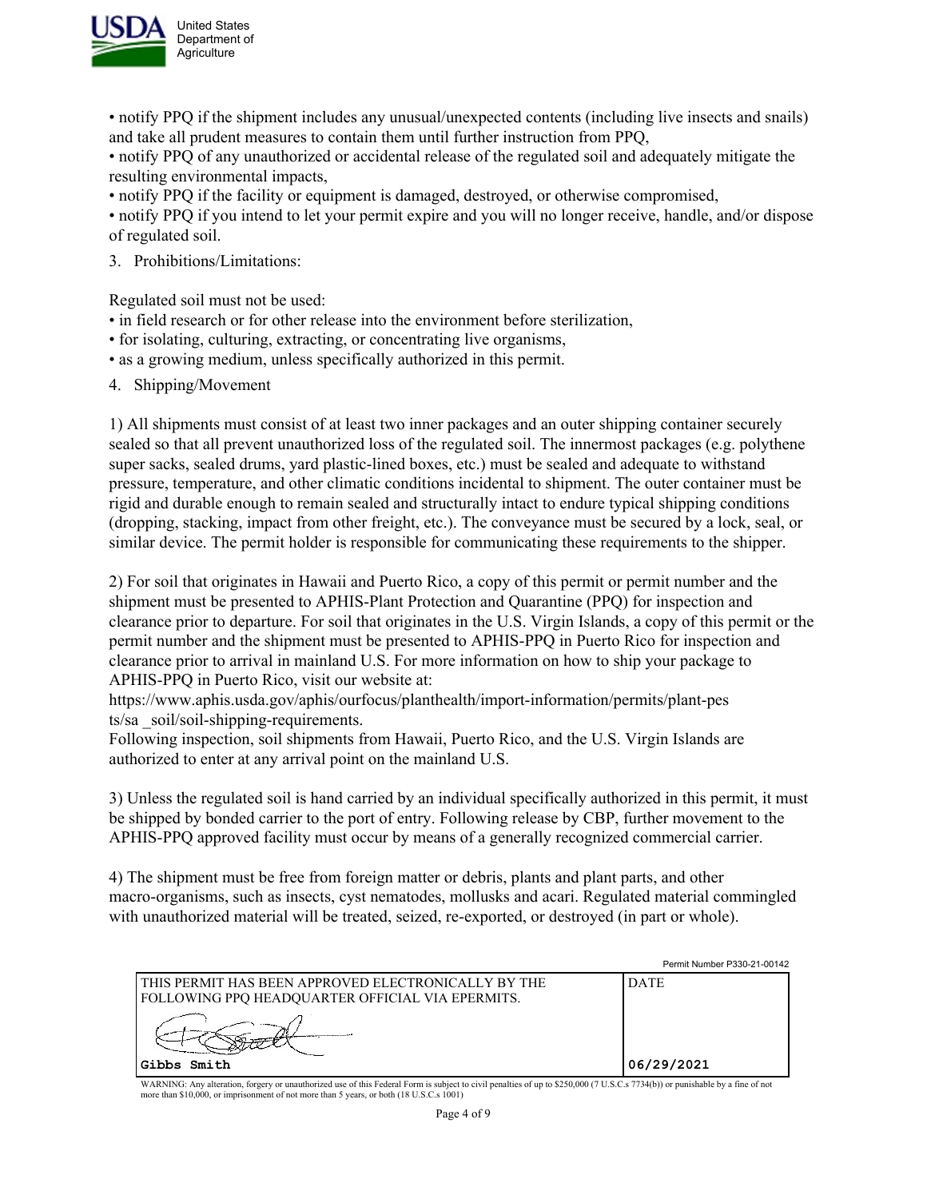• notify PPQ if the shipment includes any unusual/unexpected contents (including live insects and snails) and take all prudent measures to contain them until further instruction from PPQ,
• notify PPQ of any unauthorized or accidental release of the regulated soil and adequately mitigate the resulting environmental impacts,
• notify PPQ if the facility or equipment is damaged, destroyed, or otherwise compromised,
• notify PPQ if you intend to let your permit expire and you will no longer receive, handle, and/or dispose of regulated soil.

3. Prohibitions/Limitations:

Regulated soil must not be used:
• in field research or for other release into the environment before sterilization,
• for isolating, culturing, extracting, or concentrating live organisms,
• as a growing medium, unless specifically authorized in this permit.

4. Shipping/Movement

1) All shipments must consist of at least two inner packages and an outer shipping container securely sealed so that all prevent unauthorized loss of the regulated soil. The innermost packages (e.g. polythene super sacks, sealed drums, yard plastic-lined boxes, etc.) must be sealed and adequate to withstand pressure, temperature, and other climatic conditions incidental to shipment. The outer container must be rigid and durable enough to remain sealed and structurally intact to endure typical shipping conditions (dropping, stacking, impact from other freight, etc.). The conveyance must be secured by a lock, seal, or similar device. The permit holder is responsible for communicating these requirements to the shipper.

2) For soil that originates in Hawaii and Puerto Rico, a copy of this permit or permit number and the shipment must be presented to APHIS-Plant Protection and Quarantine (PPQ) for inspection and clearance prior to departure. For soil that originates in the U.S. Virgin Islands, a copy of this permit or the permit number and the shipment must be presented to APHIS-PPQ in Puerto Rico for inspection and clearance prior to arrival in mainland U.S. For more information on how to ship your package to APHIS-PPQ in Puerto Rico, visit our website at:
https://www.aphis.usda.gov/aphis/ourfocus/planthealth/import-information/permits/plant-pests/sa _soil/soil-shipping-requirements.
Following inspection, soil shipments from Hawaii, Puerto Rico, and the U.S. Virgin Islands are authorized to enter at any arrival point on the mainland U.S.

3) Unless the regulated soil is hand carried by an individual specifically authorized in this permit, it must be shipped by bonded carrier to the port of entry. Following release by CBP, further movement to the APHIS-PPQ approved facility must occur by means of a generally recognized commercial carrier.

4) The shipment must be free from foreign matter or debris, plants and plant parts, and other macro-organisms, such as insects, cyst nematodes, mollusks and acari. Regulated material commingled with unauthorized material will be treated, seized, re-exported, or destroyed (in part or whole).

Permit Number P330-21-00142

| THIS PERMIT HAS BEEN APPROVED ELECTRONICALLY BY THE FOLLOWING PPQ HEADQUARTER OFFICIAL VIA EPERMITS. | DATE |
|---|---|
| Gibbs Smith | 06/29/2021 |

WARNING: Any alteration, forgery or unauthorized use of this Federal Form is subject to civil penalties of up to $250,000 (7 U.S.C.s 7734(b)) or punishable by a fine of not more than $10,000, or imprisonment of not more than 5 years, or both (18 U.S.C.s 1001)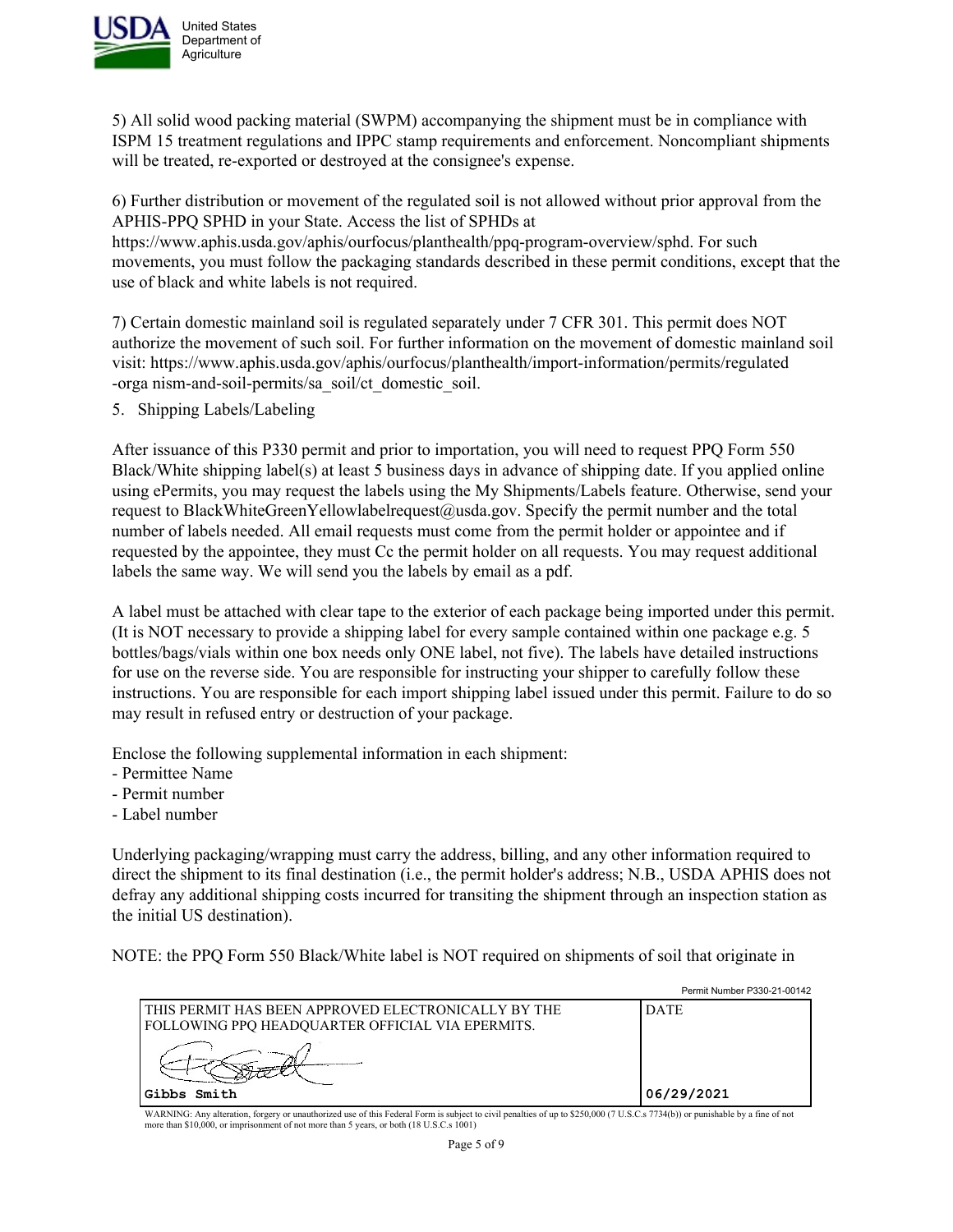5) All solid wood packing material (SWPM) accompanying the shipment must be in compliance with ISPM 15 treatment regulations and IPPC stamp requirements and enforcement. Noncompliant shipments will be treated, re-exported or destroyed at the consignee's expense.

6) Further distribution or movement of the regulated soil is not allowed without prior approval from the APHIS-PPQ SPHD in your State. Access the list of SPHDs at https://www.aphis.usda.gov/aphis/ourfocus/planthealth/ppq-program-overview/sphd. For such movements, you must follow the packaging standards described in these permit conditions, except that the use of black and white labels is not required.

7) Certain domestic mainland soil is regulated separately under 7 CFR 301. This permit does NOT authorize the movement of such soil. For further information on the movement of domestic mainland soil visit: https://www.aphis.usda.gov/aphis/ourfocus/planthealth/import-information/permits/regulated-orga nism-and-soil-permits/sa_soil/ct_domestic_soil.

5. Shipping Labels/Labeling

After issuance of this P330 permit and prior to importation, you will need to request PPQ Form 550 Black/White shipping label(s) at least 5 business days in advance of shipping date. If you applied online using ePermits, you may request the labels using the My Shipments/Labels feature. Otherwise, send your request to BlackWhiteGreenYellowlabelrequest@usda.gov. Specify the permit number and the total number of labels needed. All email requests must come from the permit holder or appointee and if requested by the appointee, they must Cc the permit holder on all requests. You may request additional labels the same way. We will send you the labels by email as a pdf.

A label must be attached with clear tape to the exterior of each package being imported under this permit. (It is NOT necessary to provide a shipping label for every sample contained within one package e.g. 5 bottles/bags/vials within one box needs only ONE label, not five). The labels have detailed instructions for use on the reverse side. You are responsible for instructing your shipper to carefully follow these instructions. You are responsible for each import shipping label issued under this permit. Failure to do so may result in refused entry or destruction of your package.

Enclose the following supplemental information in each shipment:
- Permittee Name
- Permit number
- Label number

Underlying packaging/wrapping must carry the address, billing, and any other information required to direct the shipment to its final destination (i.e., the permit holder's address; N.B., USDA APHIS does not defray any additional shipping costs incurred for transiting the shipment through an inspection station as the initial US destination).

NOTE: the PPQ Form 550 Black/White label is NOT required on shipments of soil that originate in

Permit Number P330-21-00142

| THIS PERMIT HAS BEEN APPROVED ELECTRONICALLY BY THE FOLLOWING PPQ HEADQUARTER OFFICIAL VIA EPERMITS. | DATE |
|---|---|
| Gibbs Smith | 06/29/2021 |

WARNING: Any alteration, forgery or unauthorized use of this Federal Form is subject to civil penalties of up to $250,000 (7 U.S.C.s 7734(b)) or punishable by a fine of not more than $10,000, or imprisonment of not more than 5 years, or both (18 U.S.C.s 1001)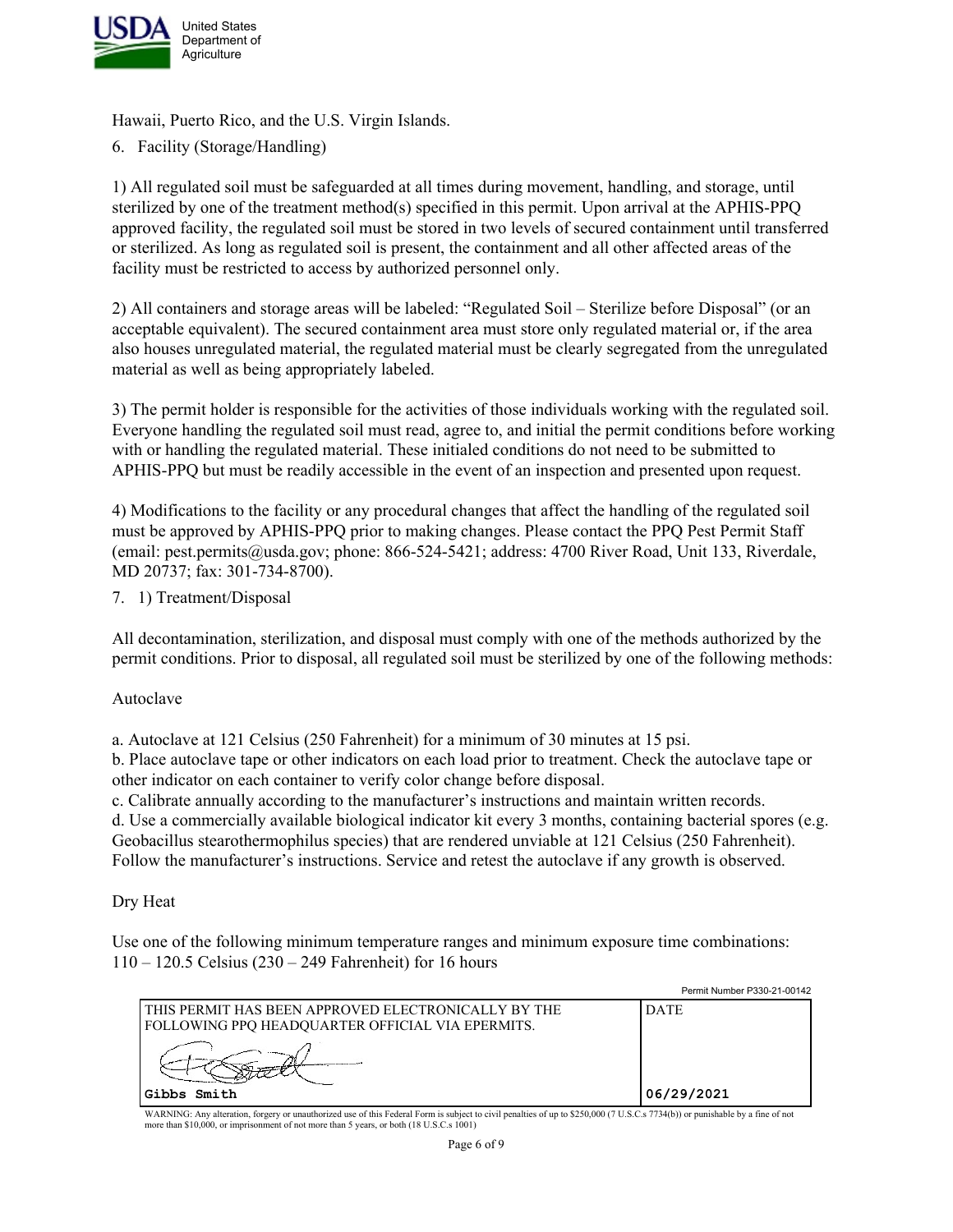Hawaii, Puerto Rico, and the U.S. Virgin Islands.

6. Facility (Storage/Handling)

1) All regulated soil must be safeguarded at all times during movement, handling, and storage, until sterilized by one of the treatment method(s) specified in this permit. Upon arrival at the APHIS-PPQ approved facility, the regulated soil must be stored in two levels of secured containment until transferred or sterilized. As long as regulated soil is present, the containment and all other affected areas of the facility must be restricted to access by authorized personnel only.

2) All containers and storage areas will be labeled: "Regulated Soil – Sterilize before Disposal" (or an acceptable equivalent). The secured containment area must store only regulated material or, if the area also houses unregulated material, the regulated material must be clearly segregated from the unregulated material as well as being appropriately labeled.

3) The permit holder is responsible for the activities of those individuals working with the regulated soil. Everyone handling the regulated soil must read, agree to, and initial the permit conditions before working with or handling the regulated material. These initialed conditions do not need to be submitted to APHIS-PPQ but must be readily accessible in the event of an inspection and presented upon request.

4) Modifications to the facility or any procedural changes that affect the handling of the regulated soil must be approved by APHIS-PPQ prior to making changes. Please contact the PPQ Pest Permit Staff (email: pest.permits@usda.gov; phone: 866-524-5421; address: 4700 River Road, Unit 133, Riverdale, MD 20737; fax: 301-734-8700).

7. 1) Treatment/Disposal

All decontamination, sterilization, and disposal must comply with one of the methods authorized by the permit conditions. Prior to disposal, all regulated soil must be sterilized by one of the following methods:

Autoclave

a. Autoclave at 121 Celsius (250 Fahrenheit) for a minimum of 30 minutes at 15 psi.
b. Place autoclave tape or other indicators on each load prior to treatment. Check the autoclave tape or other indicator on each container to verify color change before disposal.
c. Calibrate annually according to the manufacturer's instructions and maintain written records.
d. Use a commercially available biological indicator kit every 3 months, containing bacterial spores (e.g. Geobacillus stearothermophilus species) that are rendered unviable at 121 Celsius (250 Fahrenheit). Follow the manufacturer's instructions. Service and retest the autoclave if any growth is observed.

Dry Heat

Use one of the following minimum temperature ranges and minimum exposure time combinations:
110 – 120.5 Celsius (230 – 249 Fahrenheit) for 16 hours

Permit Number P330-21-00142

| THIS PERMIT HAS BEEN APPROVED ELECTRONICALLY BY THE FOLLOWING PPQ HEADQUARTER OFFICIAL VIA EPERMITS. | DATE |
|---|---|
| Gibbs Smith | 06/29/2021 |

WARNING: Any alteration, forgery or unauthorized use of this Federal Form is subject to civil penalties of up to $250,000 (7 U.S.C.s 7734(b)) or punishable by a fine of not more than $10,000, or imprisonment of not more than 5 years, or both (18 U.S.C.s 1001)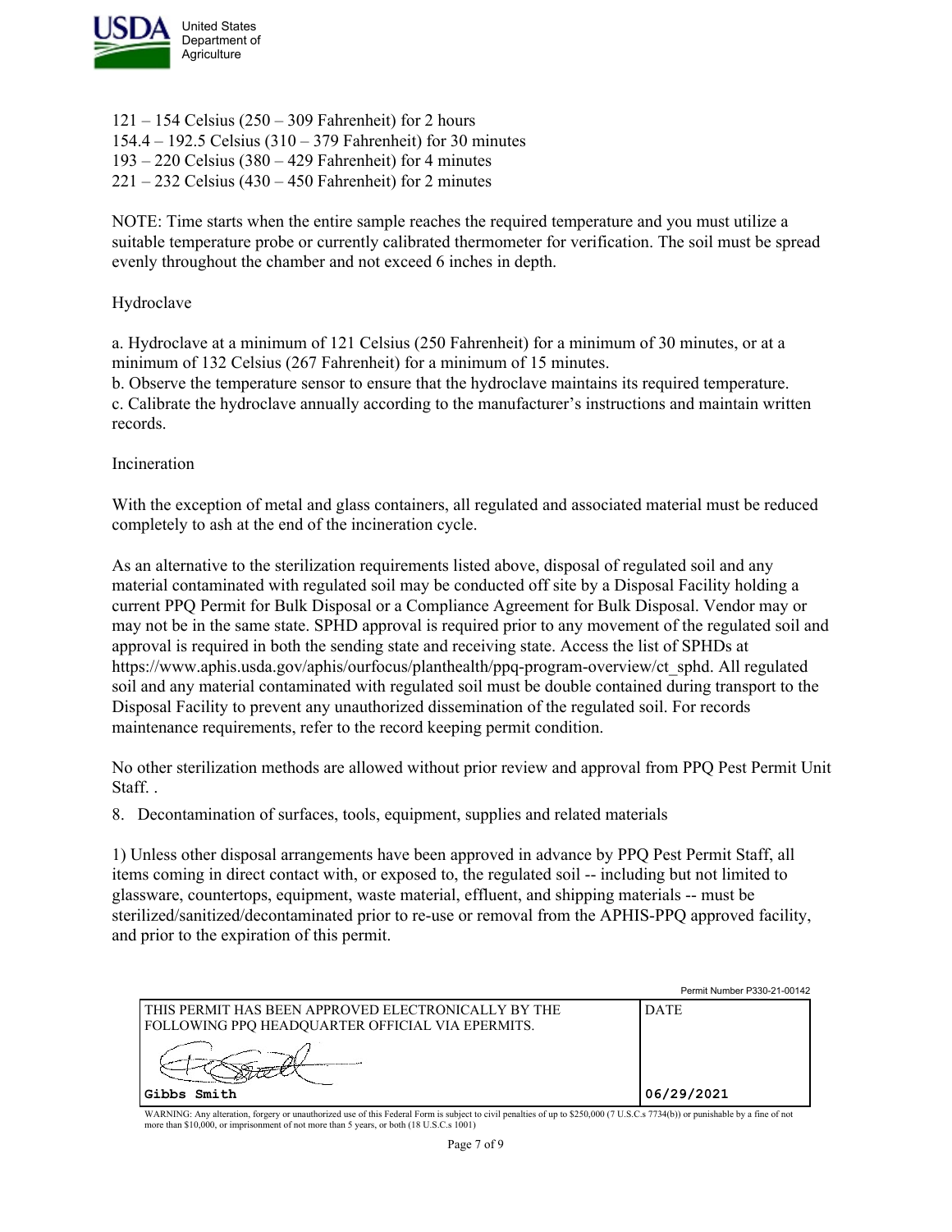121 – 154 Celsius (250 – 309 Fahrenheit) for 2 hours
154.4 – 192.5 Celsius (310 – 379 Fahrenheit) for 30 minutes
193 – 220 Celsius (380 – 429 Fahrenheit) for 4 minutes
221 – 232 Celsius (430 – 450 Fahrenheit) for 2 minutes

NOTE: Time starts when the entire sample reaches the required temperature and you must utilize a suitable temperature probe or currently calibrated thermometer for verification. The soil must be spread evenly throughout the chamber and not exceed 6 inches in depth.

Hydroclave

a. Hydroclave at a minimum of 121 Celsius (250 Fahrenheit) for a minimum of 30 minutes, or at a minimum of 132 Celsius (267 Fahrenheit) for a minimum of 15 minutes.
b. Observe the temperature sensor to ensure that the hydroclave maintains its required temperature.
c. Calibrate the hydroclave annually according to the manufacturer's instructions and maintain written records.

Incineration

With the exception of metal and glass containers, all regulated and associated material must be reduced completely to ash at the end of the incineration cycle.

As an alternative to the sterilization requirements listed above, disposal of regulated soil and any material contaminated with regulated soil may be conducted off site by a Disposal Facility holding a current PPQ Permit for Bulk Disposal or a Compliance Agreement for Bulk Disposal. Vendor may or may not be in the same state. SPHD approval is required prior to any movement of the regulated soil and approval is required in both the sending state and receiving state. Access the list of SPHDs at https://www.aphis.usda.gov/aphis/ourfocus/planthealth/ppq-program-overview/ct_sphd. All regulated soil and any material contaminated with regulated soil must be double contained during transport to the Disposal Facility to prevent any unauthorized dissemination of the regulated soil. For records maintenance requirements, refer to the record keeping permit condition.

No other sterilization methods are allowed without prior review and approval from PPQ Pest Permit Unit Staff. .

8. Decontamination of surfaces, tools, equipment, supplies and related materials

1) Unless other disposal arrangements have been approved in advance by PPQ Pest Permit Staff, all items coming in direct contact with, or exposed to, the regulated soil -- including but not limited to glassware, countertops, equipment, waste material, effluent, and shipping materials -- must be sterilized/sanitized/decontaminated prior to re-use or removal from the APHIS-PPQ approved facility, and prior to the expiration of this permit.

Permit Number P330-21-00142

| THIS PERMIT HAS BEEN APPROVED ELECTRONICALLY BY THE FOLLOWING PPQ HEADQUARTER OFFICIAL VIA EPERMITS. | DATE |
|---|---|
| Gibbs Smith | 06/29/2021 |

WARNING: Any alteration, forgery or unauthorized use of this Federal Form is subject to civil penalties of up to $250,000 (7 U.S.C.s 7734(b)) or punishable by a fine of not more than $10,000, or imprisonment of not more than 5 years, or both (18 U.S.C.s 1001)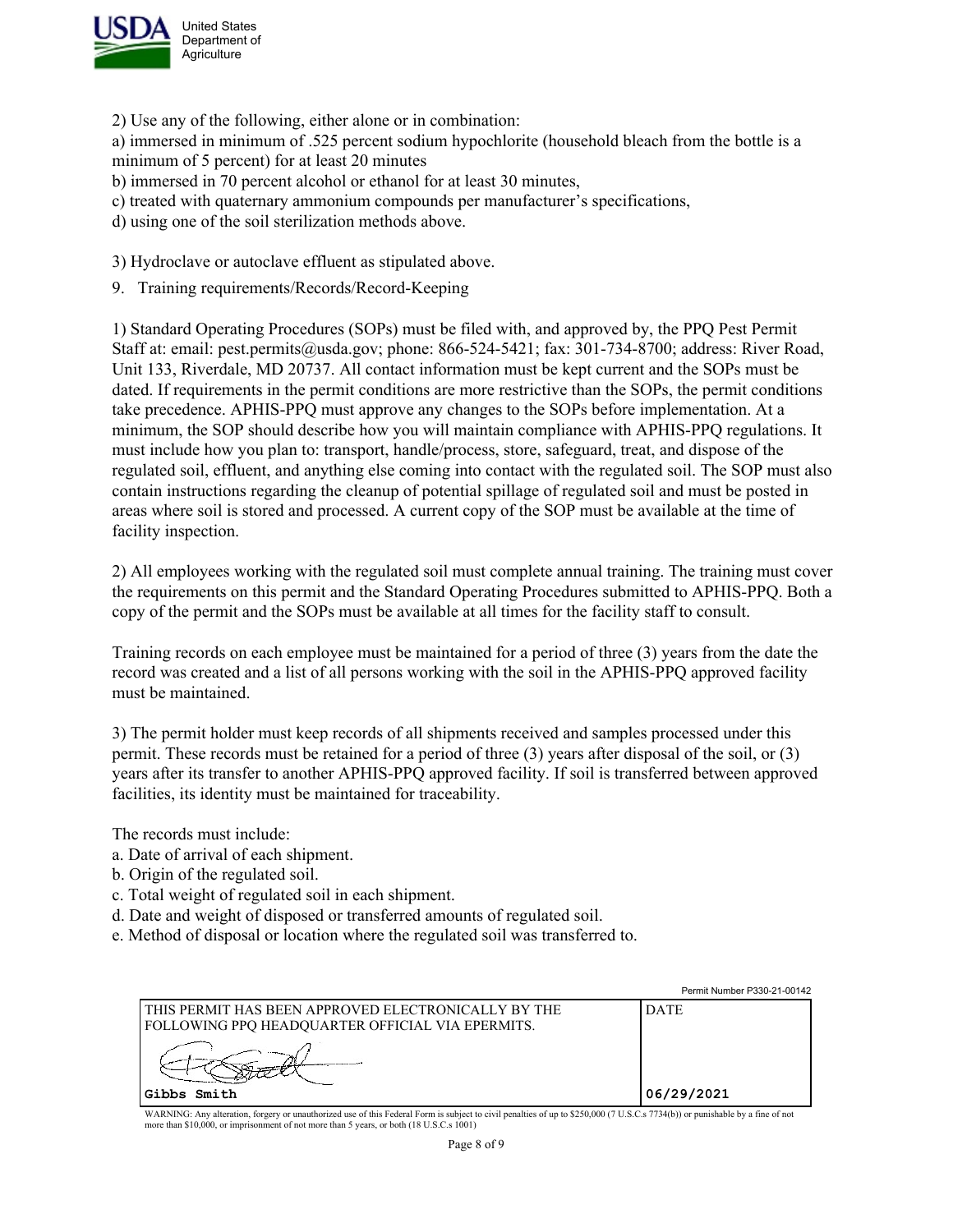2) Use any of the following, either alone or in combination:

a) immersed in minimum of .525 percent sodium hypochlorite (household bleach from the bottle is a minimum of 5 percent) for at least 20 minutes

b) immersed in 70 percent alcohol or ethanol for at least 30 minutes,

c) treated with quaternary ammonium compounds per manufacturer's specifications,

d) using one of the soil sterilization methods above.

3) Hydroclave or autoclave effluent as stipulated above.

9. Training requirements/Records/Record-Keeping

1) Standard Operating Procedures (SOPs) must be filed with, and approved by, the PPQ Pest Permit Staff at: email: pest.permits@usda.gov; phone: 866-524-5421; fax: 301-734-8700; address: River Road, Unit 133, Riverdale, MD 20737. All contact information must be kept current and the SOPs must be dated. If requirements in the permit conditions are more restrictive than the SOPs, the permit conditions take precedence. APHIS-PPQ must approve any changes to the SOPs before implementation. At a minimum, the SOP should describe how you will maintain compliance with APHIS-PPQ regulations. It must include how you plan to: transport, handle/process, store, safeguard, treat, and dispose of the regulated soil, effluent, and anything else coming into contact with the regulated soil. The SOP must also contain instructions regarding the cleanup of potential spillage of regulated soil and must be posted in areas where soil is stored and processed. A current copy of the SOP must be available at the time of facility inspection.

2) All employees working with the regulated soil must complete annual training. The training must cover the requirements on this permit and the Standard Operating Procedures submitted to APHIS-PPQ. Both a copy of the permit and the SOPs must be available at all times for the facility staff to consult.

Training records on each employee must be maintained for a period of three (3) years from the date the record was created and a list of all persons working with the soil in the APHIS-PPQ approved facility must be maintained.

3) The permit holder must keep records of all shipments received and samples processed under this permit. These records must be retained for a period of three (3) years after disposal of the soil, or (3) years after its transfer to another APHIS-PPQ approved facility. If soil is transferred between approved facilities, its identity must be maintained for traceability.

The records must include:

a. Date of arrival of each shipment.

b. Origin of the regulated soil.

c. Total weight of regulated soil in each shipment.

d. Date and weight of disposed or transferred amounts of regulated soil.

e. Method of disposal or location where the regulated soil was transferred to.

Permit Number P330-21-00142

| THIS PERMIT HAS BEEN APPROVED ELECTRONICALLY BY THE FOLLOWING PPQ HEADQUARTER OFFICIAL VIA EPERMITS. | DATE |
| --- | --- |
| Gibbs Smith | 06/29/2021 |

WARNING: Any alteration, forgery or unauthorized use of this Federal Form is subject to civil penalties of up to $250,000 (7 U.S.C.s 7734(b)) or punishable by a fine of not more than $10,000, or imprisonment of not more than 5 years, or both (18 U.S.C.s 1001)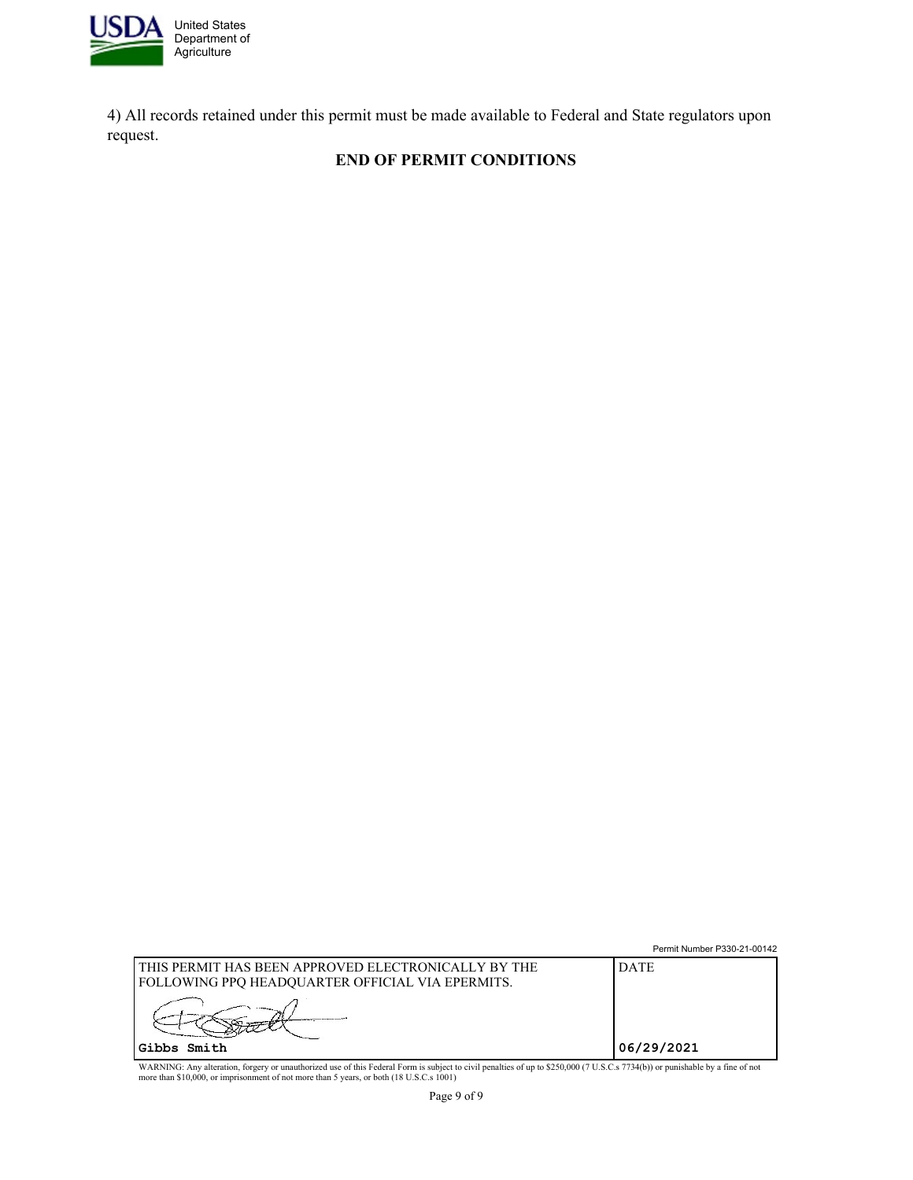4) All records retained under this permit must be made available to Federal and State regulators upon request.

**END OF PERMIT CONDITIONS**

Permit Number P330-21-00142

| THIS PERMIT HAS BEEN APPROVED ELECTRONICALLY BY THE FOLLOWING PPQ HEADQUARTER OFFICIAL VIA EPERMITS. | DATE |
| --- | --- |
| **Gibbs Smith** | **06/29/2021** |

WARNING: Any alteration, forgery or unauthorized use of this Federal Form is subject to civil penalties of up to $250,000 (7 U.S.C.s 7734(b)) or punishable by a fine of not more than $10,000, or imprisonment of not more than 5 years, or both (18 U.S.C.s 1001)